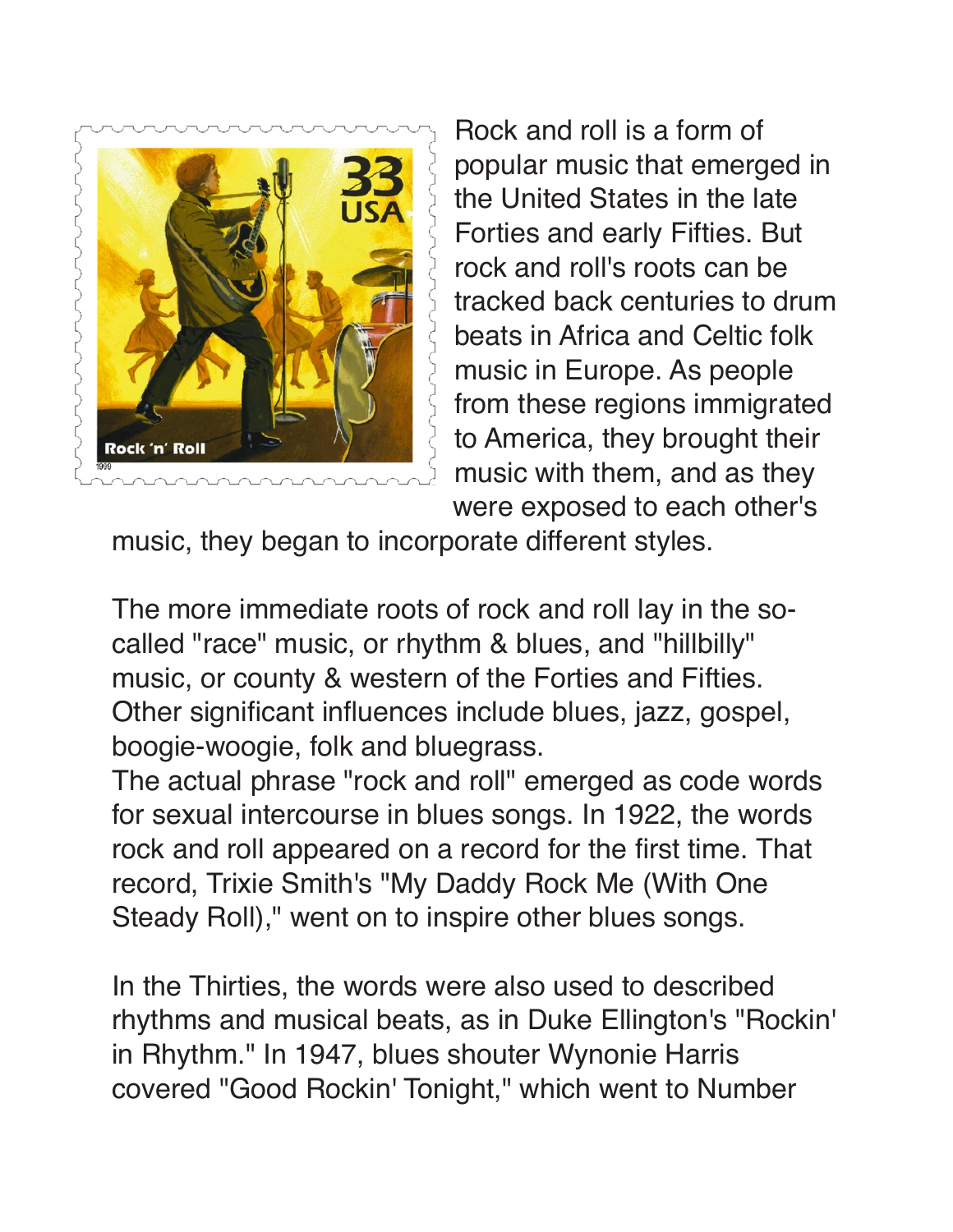Rock and roll is a form of popular music that emerged in the United States in the late Forties and early Fifties. But rock and roll's roots can be tracked back centuries to drum beats in Africa and Celtic folk music in Europe. As people from these regions immigrated to America, they brought their music with them, and as they were exposed to each other's music, they began to incorporate different styles.

The more immediate roots of rock and roll lay in the so-called "race" music, or rhythm & blues, and "hillbilly" music, or county & western of the Forties and Fifties. Other significant influences include blues, jazz, gospel, boogie-woogie, folk and bluegrass.

The actual phrase "rock and roll" emerged as code words for sexual intercourse in blues songs. In 1922, the words rock and roll appeared on a record for the first time. That record, Trixie Smith's "My Daddy Rock Me (With One Steady Roll)," went on to inspire other blues songs.

In the Thirties, the words were also used to described rhythms and musical beats, as in Duke Ellington's "Rockin' in Rhythm." In 1947, blues shouter Wynonie Harris covered "Good Rockin' Tonight," which went to Number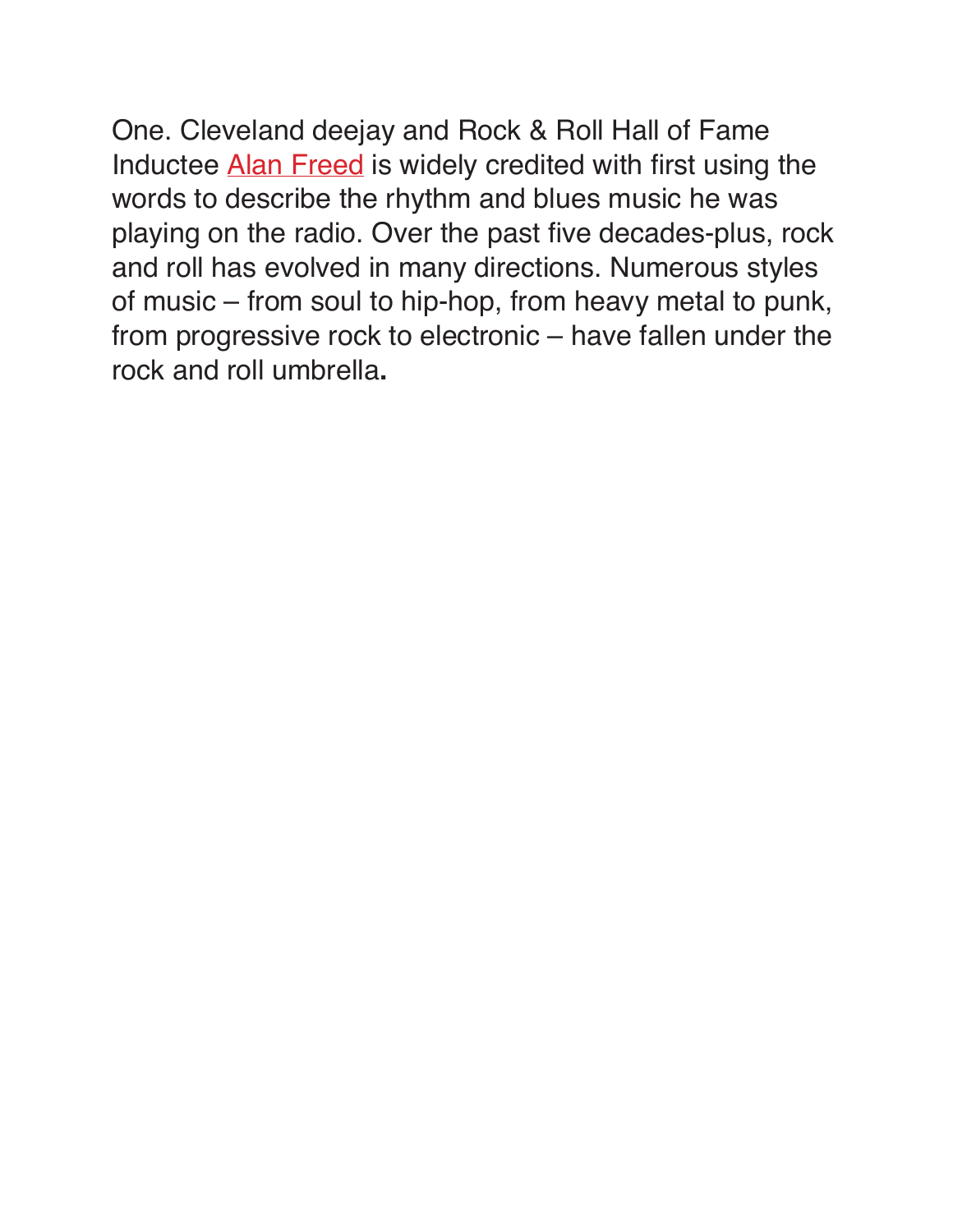One. Cleveland deejay and Rock & Roll Hall of Fame Inductee Alan Freed is widely credited with first using the words to describe the rhythm and blues music he was playing on the radio. Over the past five decades-plus, rock and roll has evolved in many directions. Numerous styles of music – from soul to hip-hop, from heavy metal to punk, from progressive rock to electronic – have fallen under the rock and roll umbrella**.**